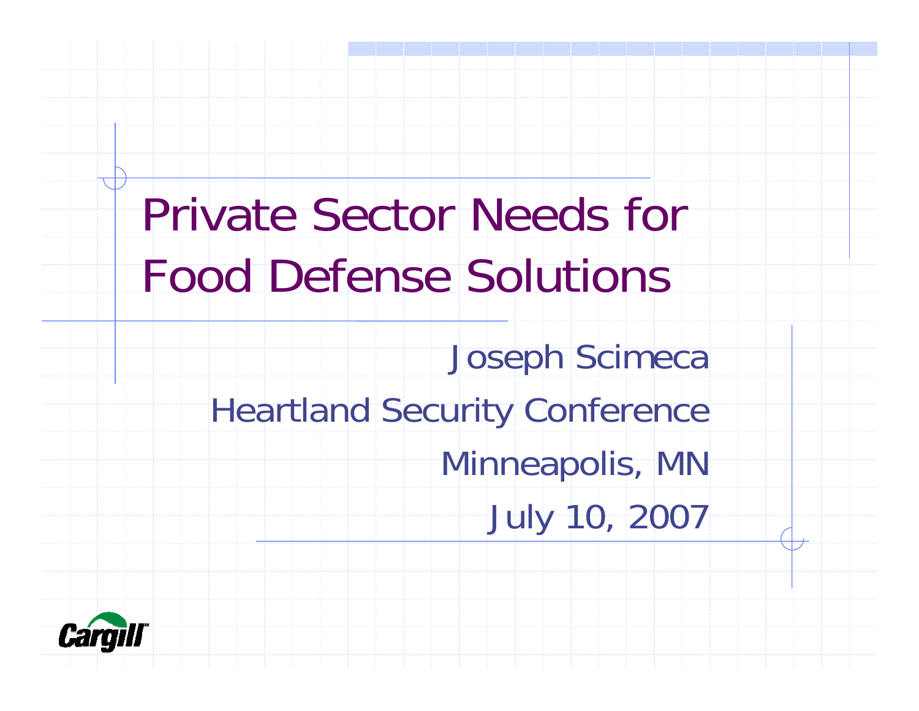# Private Sector Needs for Food Defense Solutions

Joseph Scimeca

Heartland Security Conference

Minneapolis, MN

July 10, 2007

Cargill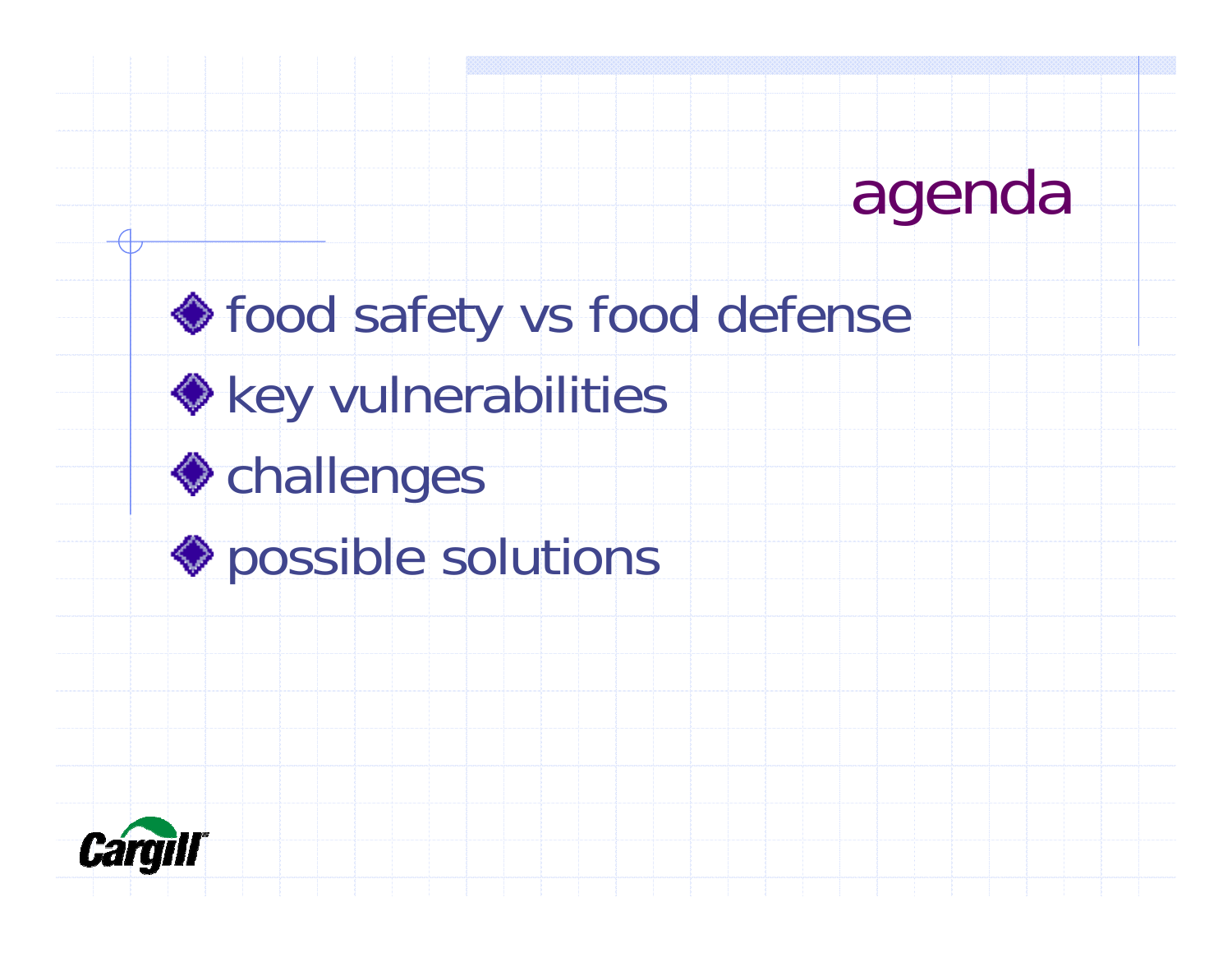# agenda

- food safety vs food defense
- key vulnerabilities
- challenges
- possible solutions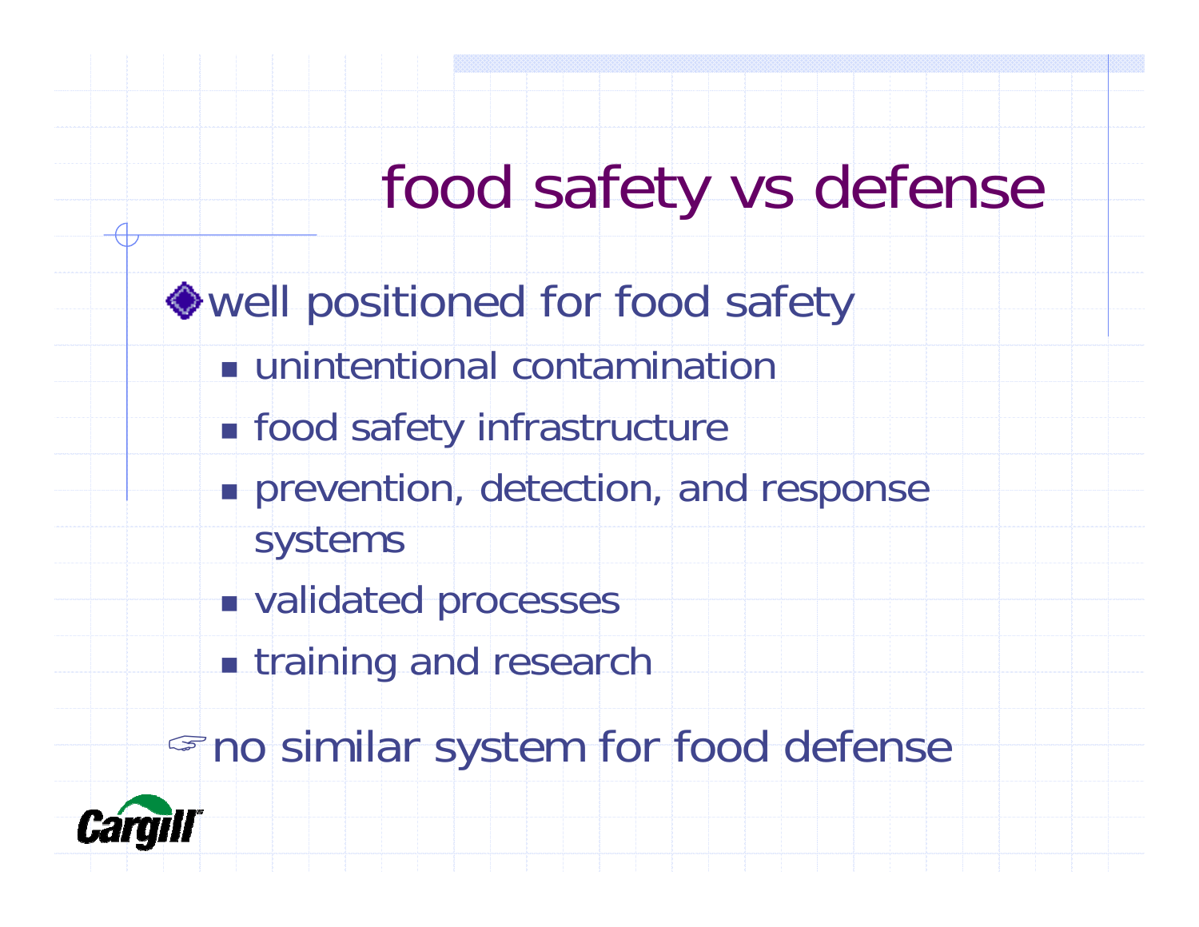# food safety vs defense

- well positioned for food safety
  - unintentional contamination
  - food safety infrastructure
  - prevention, detection, and response systems
  - validated processes
  - training and research

☞ no similar system for food defense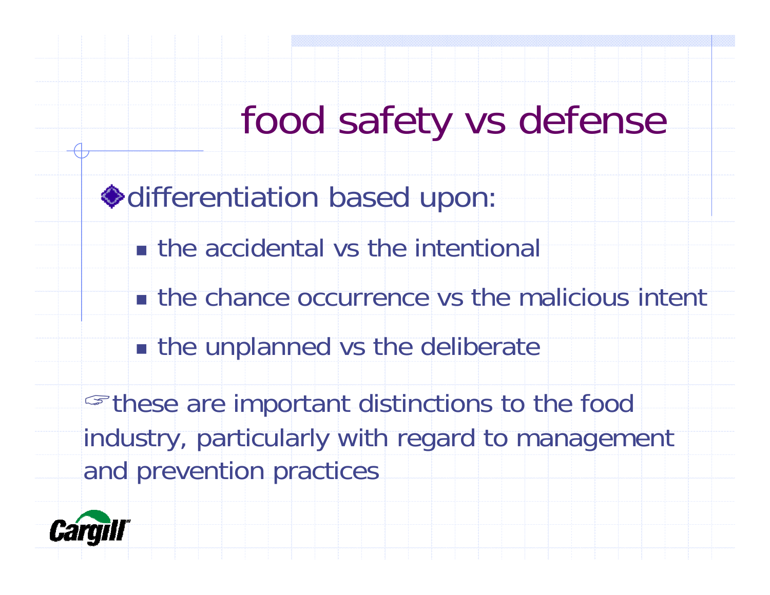# food safety vs defense

- differentiation based upon:
  - the accidental vs the intentional
  - the chance occurrence vs the malicious intent
  - the unplanned vs the deliberate

☞these are important distinctions to the food industry, particularly with regard to management and prevention practices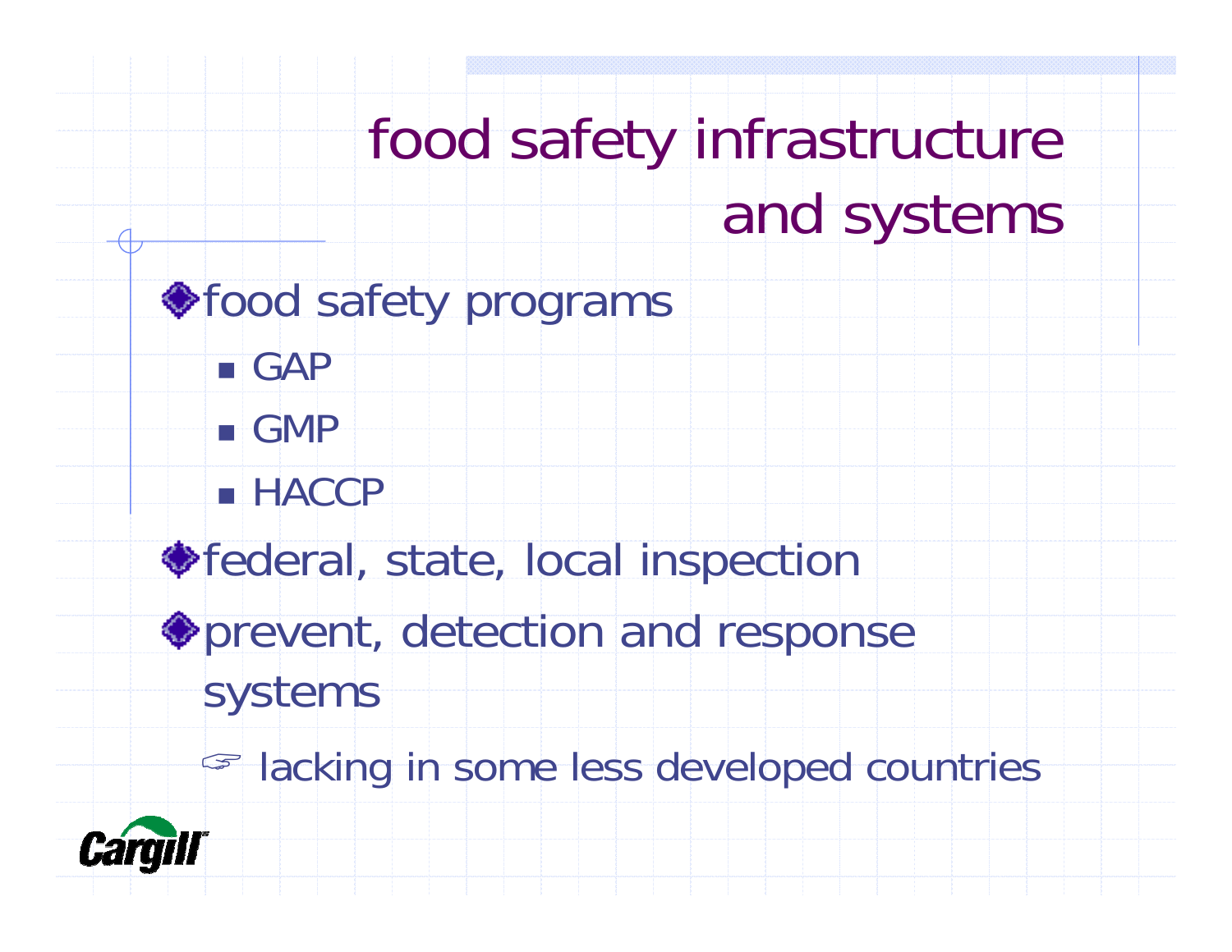# food safety infrastructure and systems

- food safety programs
  - GAP
  - GMP
  - HACCP
- federal, state, local inspection
- prevent, detection and response systems
  - ☞ lacking in some less developed countries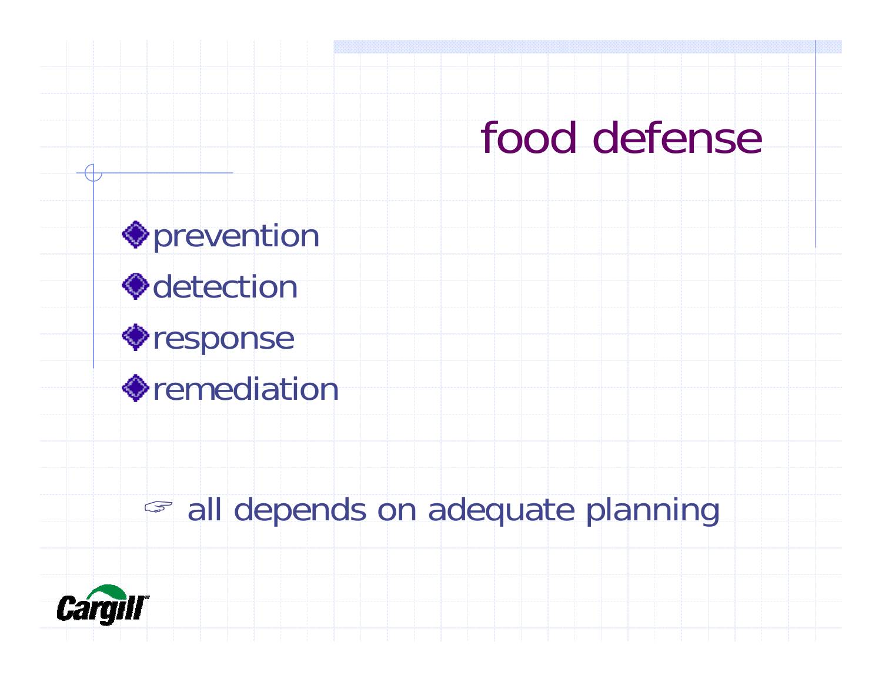# food defense

- prevention
- detection
- response
- remediation

☞ all depends on adequate planning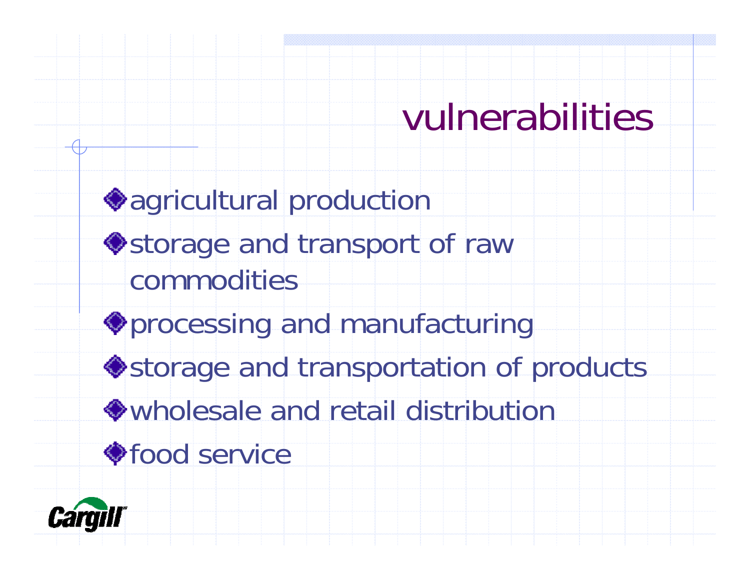# vulnerabilities

- agricultural production
- storage and transport of raw commodities
- processing and manufacturing
- storage and transportation of products
- wholesale and retail distribution
- food service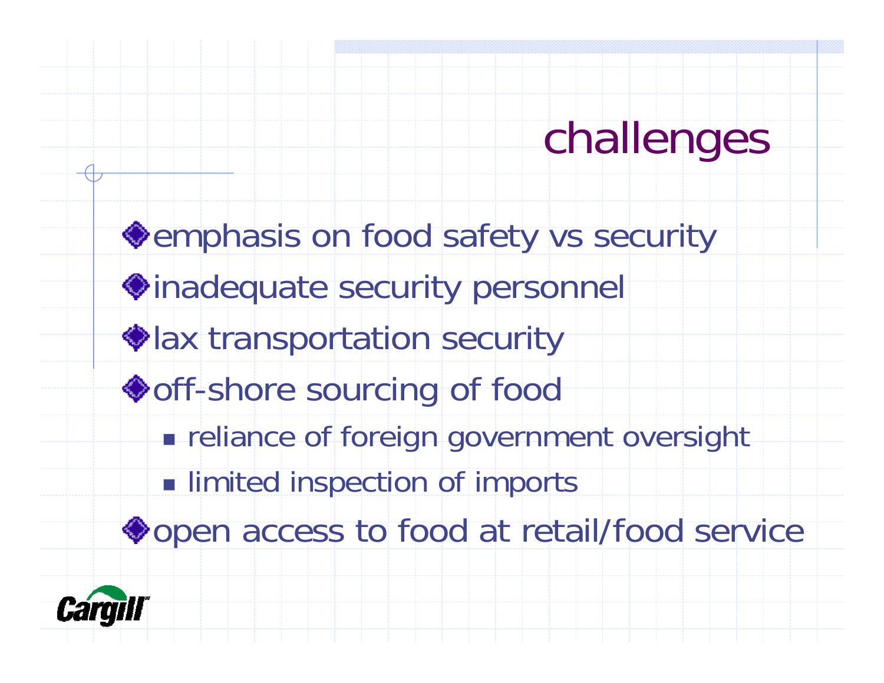# challenges

- emphasis on food safety vs security
- inadequate security personnel
- lax transportation security
- off-shore sourcing of food
  - reliance of foreign government oversight
  - limited inspection of imports
- open access to food at retail/food service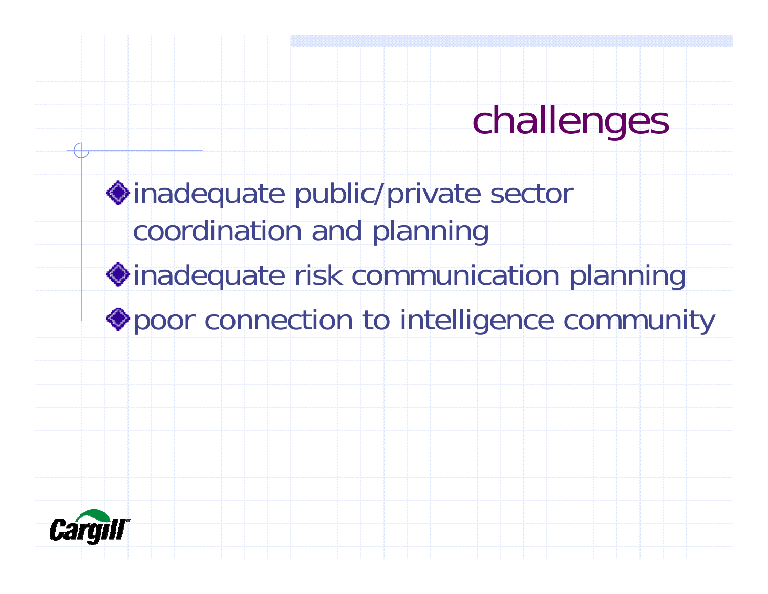# challenges

- inadequate public/private sector coordination and planning
- inadequate risk communication planning
- poor connection to intelligence community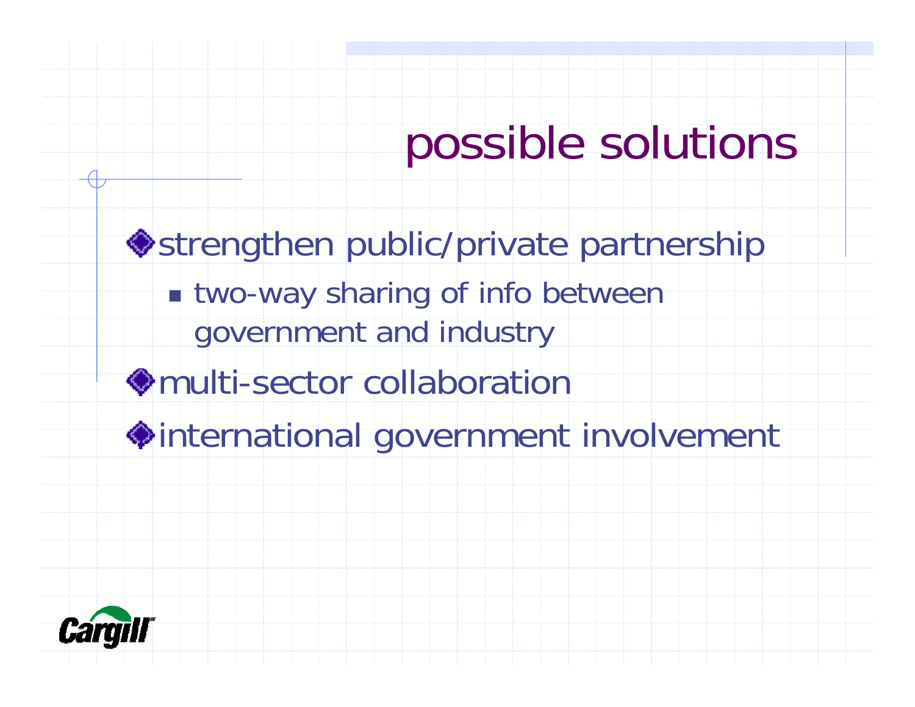# possible solutions

- strengthen public/private partnership
  - two-way sharing of info between government and industry
- multi-sector collaboration
- international government involvement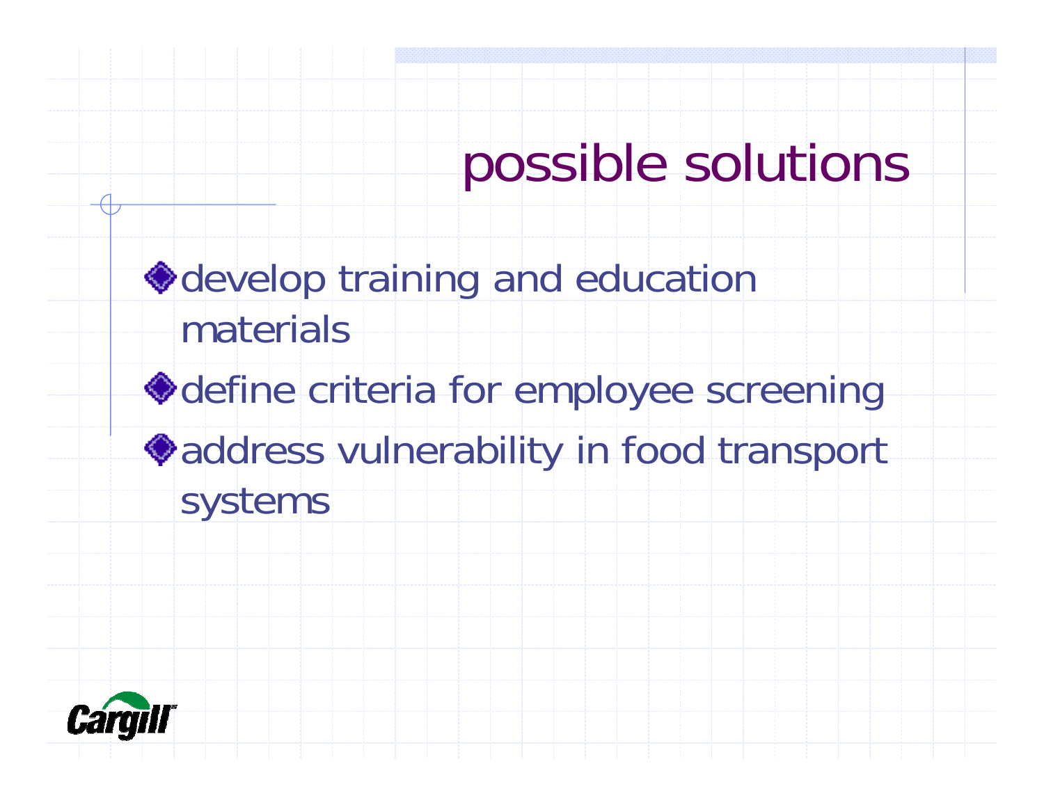# possible solutions

- develop training and education materials
- define criteria for employee screening
- address vulnerability in food transport systems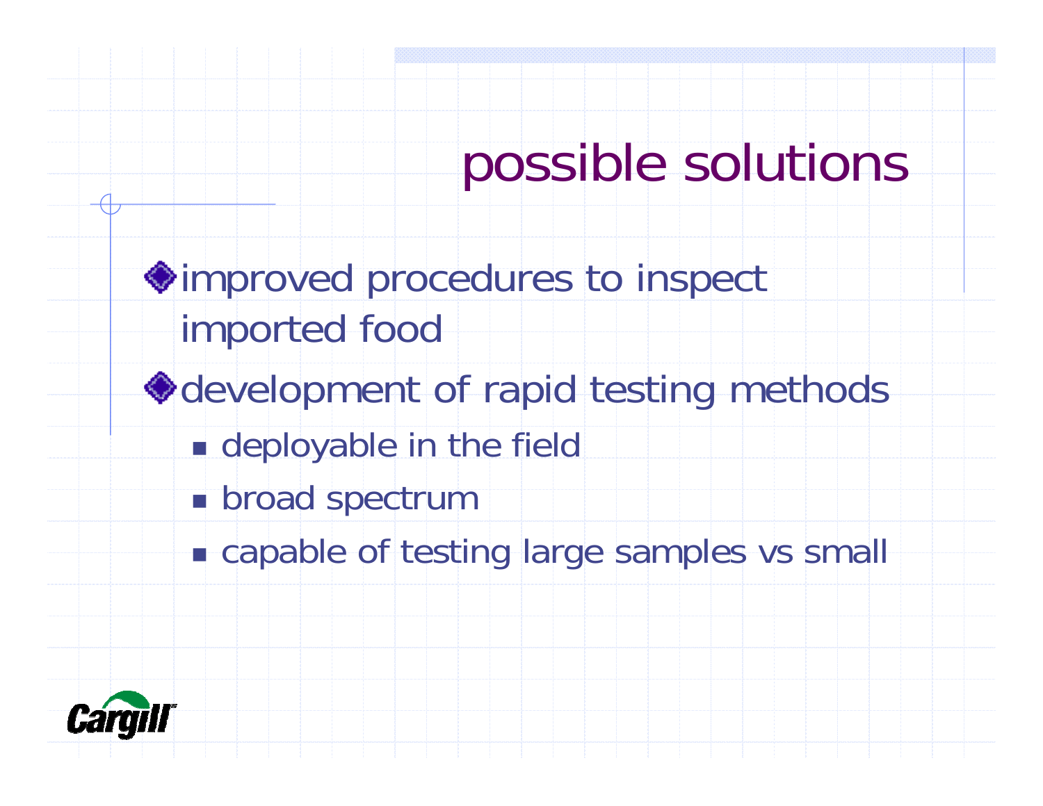# possible solutions

- improved procedures to inspect imported food
- development of rapid testing methods
  - deployable in the field
  - broad spectrum
  - capable of testing large samples vs small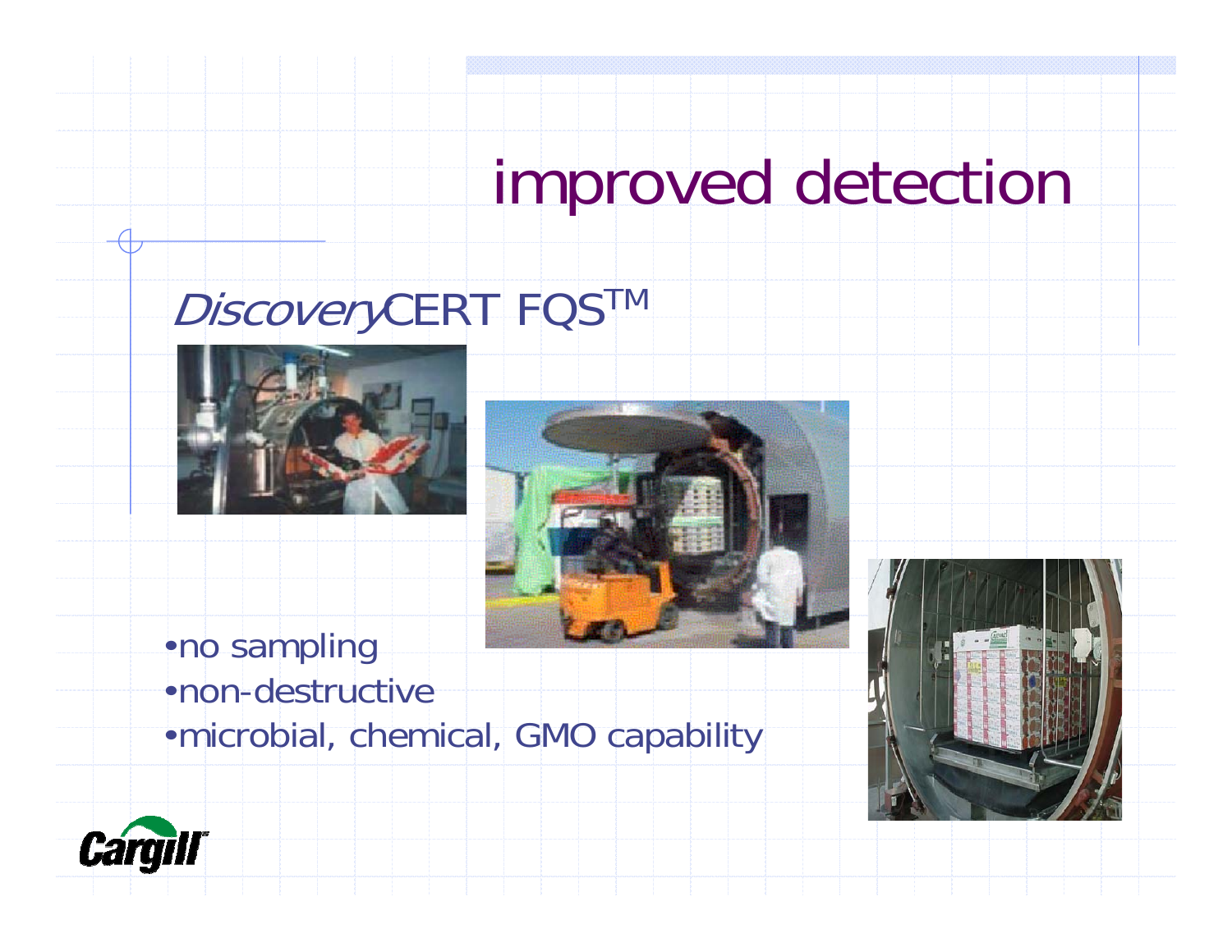# improved detection

*Discovery*CERT FQS™

- no sampling
- non-destructive
- microbial, chemical, GMO capability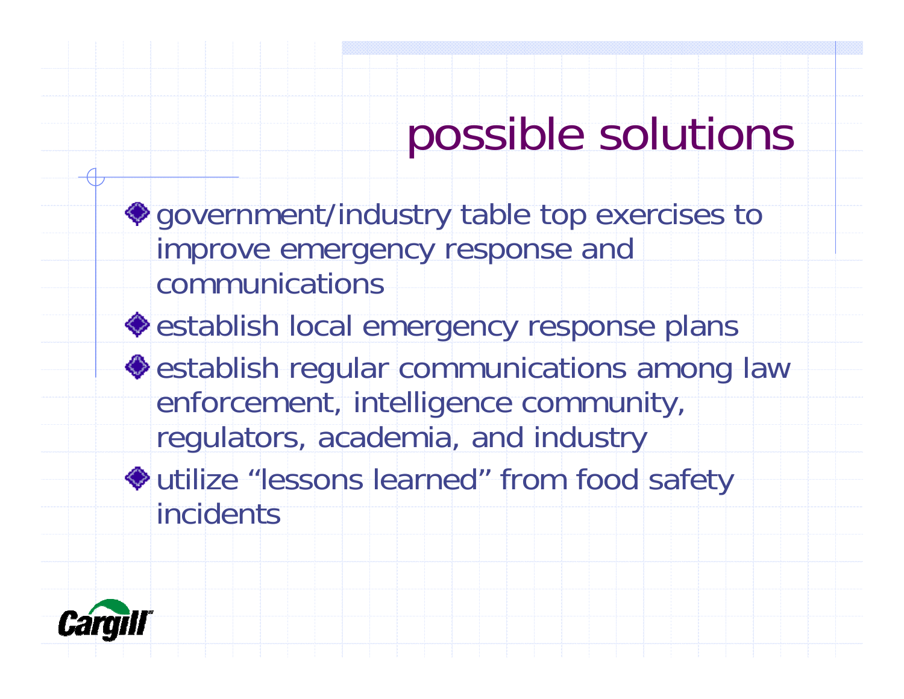# possible solutions

- government/industry table top exercises to improve emergency response and communications
- establish local emergency response plans
- establish regular communications among law enforcement, intelligence community, regulators, academia, and industry
- utilize "lessons learned" from food safety incidents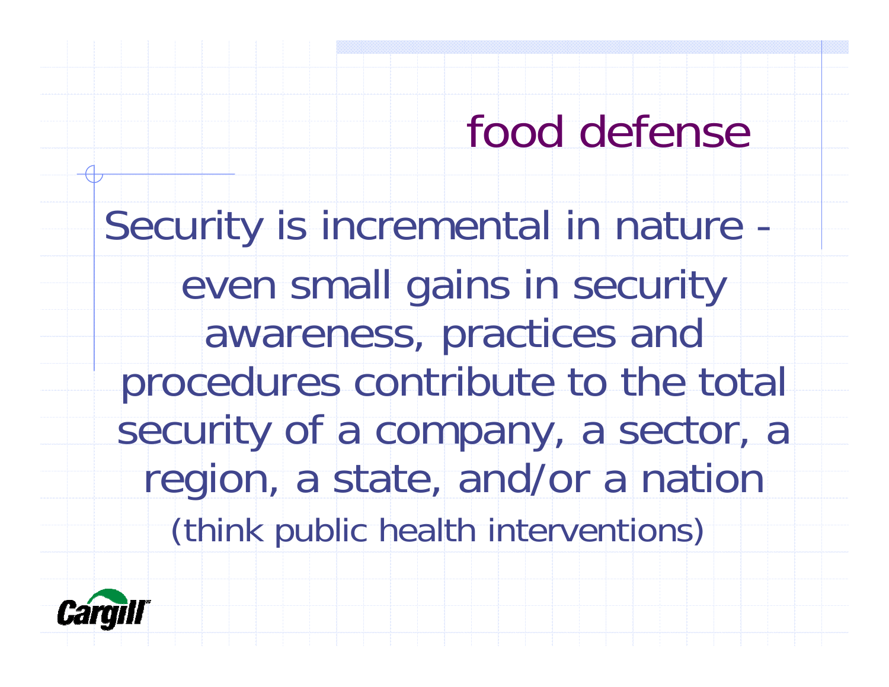# food defense

Security is incremental in nature - even small gains in security awareness, practices and procedures contribute to the total security of a company, a sector, a region, a state, and/or a nation

(think public health interventions)